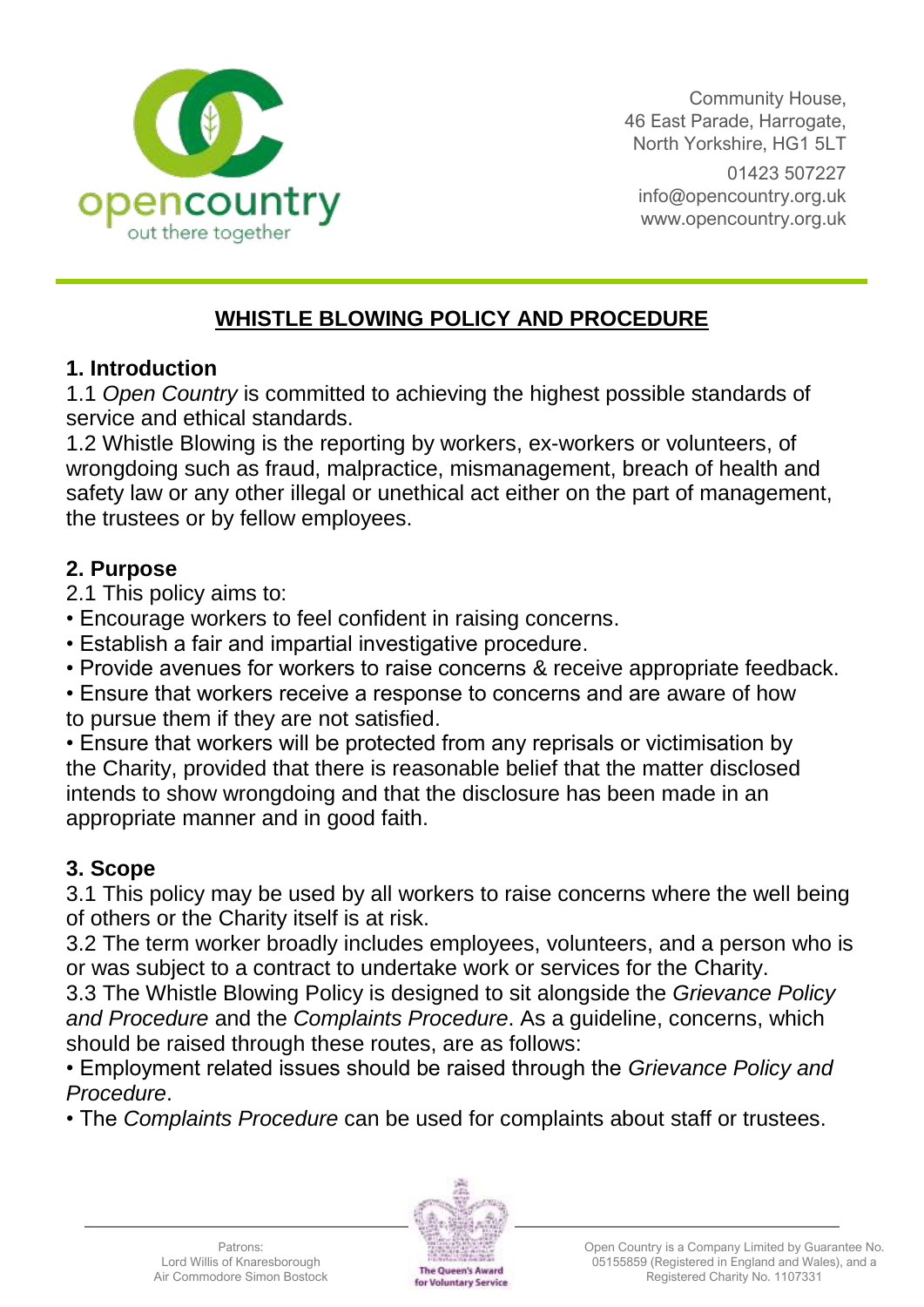Community House,
46 East Parade, Harrogate,
North Yorkshire, HG1 5LT

01423 507227
info@opencountry.org.uk
www.opencountry.org.uk

# WHISTLE BLOWING POLICY AND PROCEDURE

## 1. Introduction

1.1 *Open Country* is committed to achieving the highest possible standards of service and ethical standards.

1.2 Whistle Blowing is the reporting by workers, ex-workers or volunteers, of wrongdoing such as fraud, malpractice, mismanagement, breach of health and safety law or any other illegal or unethical act either on the part of management, the trustees or by fellow employees.

## 2. Purpose

2.1 This policy aims to:

- Encourage workers to feel confident in raising concerns.
- Establish a fair and impartial investigative procedure.
- Provide avenues for workers to raise concerns & receive appropriate feedback.
- Ensure that workers receive a response to concerns and are aware of how to pursue them if they are not satisfied.
- Ensure that workers will be protected from any reprisals or victimisation by the Charity, provided that there is reasonable belief that the matter disclosed intends to show wrongdoing and that the disclosure has been made in an appropriate manner and in good faith.

## 3. Scope

3.1 This policy may be used by all workers to raise concerns where the well being of others or the Charity itself is at risk.

3.2 The term worker broadly includes employees, volunteers, and a person who is or was subject to a contract to undertake work or services for the Charity.

3.3 The Whistle Blowing Policy is designed to sit alongside the *Grievance Policy and Procedure* and the *Complaints Procedure*. As a guideline, concerns, which should be raised through these routes, are as follows:

- Employment related issues should be raised through the *Grievance Policy and Procedure*.
- The *Complaints Procedure* can be used for complaints about staff or trustees.

Patrons:
Lord Willis of Knaresborough
Air Commodore Simon Bostock

Open Country is a Company Limited by Guarantee No. 05155859 (Registered in England and Wales), and a Registered Charity No. 1107331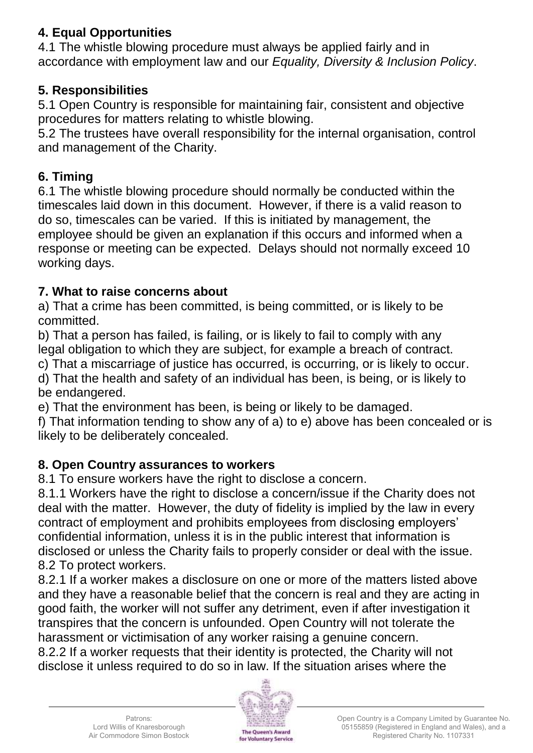## 4. Equal Opportunities

4.1 The whistle blowing procedure must always be applied fairly and in accordance with employment law and our *Equality, Diversity & Inclusion Policy*.

## 5. Responsibilities

5.1 Open Country is responsible for maintaining fair, consistent and objective procedures for matters relating to whistle blowing.

5.2 The trustees have overall responsibility for the internal organisation, control and management of the Charity.

## 6. Timing

6.1 The whistle blowing procedure should normally be conducted within the timescales laid down in this document. However, if there is a valid reason to do so, timescales can be varied. If this is initiated by management, the employee should be given an explanation if this occurs and informed when a response or meeting can be expected. Delays should not normally exceed 10 working days.

## 7. What to raise concerns about

a) That a crime has been committed, is being committed, or is likely to be committed.

b) That a person has failed, is failing, or is likely to fail to comply with any legal obligation to which they are subject, for example a breach of contract.

c) That a miscarriage of justice has occurred, is occurring, or is likely to occur.

d) That the health and safety of an individual has been, is being, or is likely to be endangered.

e) That the environment has been, is being or likely to be damaged.

f) That information tending to show any of a) to e) above has been concealed or is likely to be deliberately concealed.

## 8. Open Country assurances to workers

8.1 To ensure workers have the right to disclose a concern.

8.1.1 Workers have the right to disclose a concern/issue if the Charity does not deal with the matter. However, the duty of fidelity is implied by the law in every contract of employment and prohibits employees from disclosing employers' confidential information, unless it is in the public interest that information is disclosed or unless the Charity fails to properly consider or deal with the issue.

8.2 To protect workers.

8.2.1 If a worker makes a disclosure on one or more of the matters listed above and they have a reasonable belief that the concern is real and they are acting in good faith, the worker will not suffer any detriment, even if after investigation it transpires that the concern is unfounded. Open Country will not tolerate the harassment or victimisation of any worker raising a genuine concern.

8.2.2 If a worker requests that their identity is protected, the Charity will not disclose it unless required to do so in law. If the situation arises where the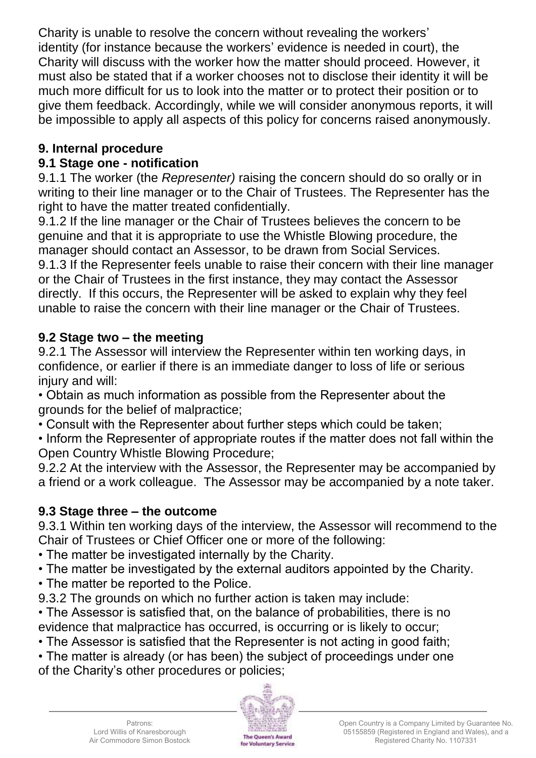Charity is unable to resolve the concern without revealing the workers' identity (for instance because the workers' evidence is needed in court), the Charity will discuss with the worker how the matter should proceed. However, it must also be stated that if a worker chooses not to disclose their identity it will be much more difficult for us to look into the matter or to protect their position or to give them feedback. Accordingly, while we will consider anonymous reports, it will be impossible to apply all aspects of this policy for concerns raised anonymously.

## 9. Internal procedure

### 9.1 Stage one - notification

9.1.1 The worker (the *Representer)* raising the concern should do so orally or in writing to their line manager or to the Chair of Trustees. The Representer has the right to have the matter treated confidentially.

9.1.2 If the line manager or the Chair of Trustees believes the concern to be genuine and that it is appropriate to use the Whistle Blowing procedure, the manager should contact an Assessor, to be drawn from Social Services.

9.1.3 If the Representer feels unable to raise their concern with their line manager or the Chair of Trustees in the first instance, they may contact the Assessor directly. If this occurs, the Representer will be asked to explain why they feel unable to raise the concern with their line manager or the Chair of Trustees.

### 9.2 Stage two – the meeting

9.2.1 The Assessor will interview the Representer within ten working days, in confidence, or earlier if there is an immediate danger to loss of life or serious injury and will:

- Obtain as much information as possible from the Representer about the grounds for the belief of malpractice;
- Consult with the Representer about further steps which could be taken;
- Inform the Representer of appropriate routes if the matter does not fall within the Open Country Whistle Blowing Procedure;

9.2.2 At the interview with the Assessor, the Representer may be accompanied by a friend or a work colleague. The Assessor may be accompanied by a note taker.

### 9.3 Stage three – the outcome

9.3.1 Within ten working days of the interview, the Assessor will recommend to the Chair of Trustees or Chief Officer one or more of the following:

- The matter be investigated internally by the Charity.
- The matter be investigated by the external auditors appointed by the Charity.
- The matter be reported to the Police.

9.3.2 The grounds on which no further action is taken may include:

- The Assessor is satisfied that, on the balance of probabilities, there is no evidence that malpractice has occurred, is occurring or is likely to occur;
- The Assessor is satisfied that the Representer is not acting in good faith;
- The matter is already (or has been) the subject of proceedings under one of the Charity's other procedures or policies;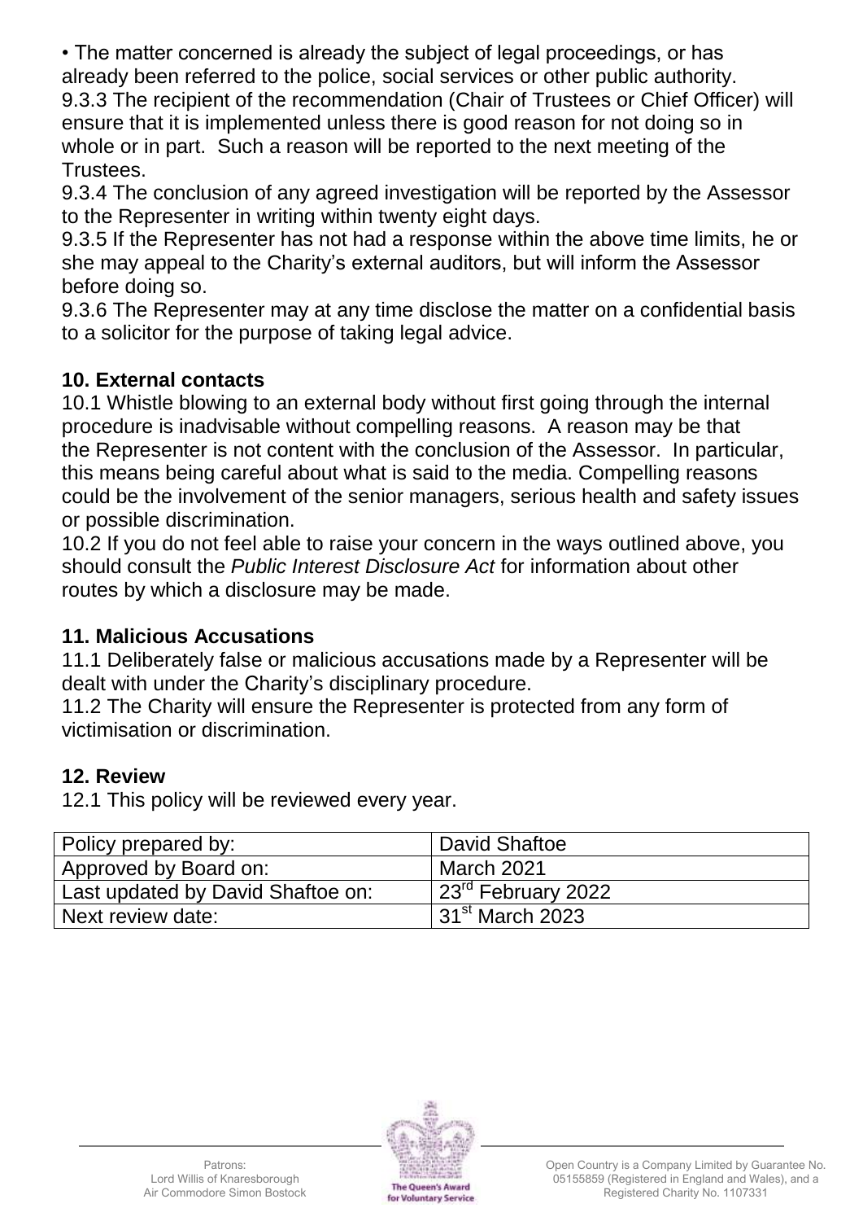• The matter concerned is already the subject of legal proceedings, or has already been referred to the police, social services or other public authority.

9.3.3 The recipient of the recommendation (Chair of Trustees or Chief Officer) will ensure that it is implemented unless there is good reason for not doing so in whole or in part. Such a reason will be reported to the next meeting of the Trustees.

9.3.4 The conclusion of any agreed investigation will be reported by the Assessor to the Representer in writing within twenty eight days.

9.3.5 If the Representer has not had a response within the above time limits, he or she may appeal to the Charity's external auditors, but will inform the Assessor before doing so.

9.3.6 The Representer may at any time disclose the matter on a confidential basis to a solicitor for the purpose of taking legal advice.

**10. External contacts**

10.1 Whistle blowing to an external body without first going through the internal procedure is inadvisable without compelling reasons. A reason may be that the Representer is not content with the conclusion of the Assessor. In particular, this means being careful about what is said to the media. Compelling reasons could be the involvement of the senior managers, serious health and safety issues or possible discrimination.

10.2 If you do not feel able to raise your concern in the ways outlined above, you should consult the *Public Interest Disclosure Act* for information about other routes by which a disclosure may be made.

**11. Malicious Accusations**

11.1 Deliberately false or malicious accusations made by a Representer will be dealt with under the Charity's disciplinary procedure.

11.2 The Charity will ensure the Representer is protected from any form of victimisation or discrimination.

**12. Review**

12.1 This policy will be reviewed every year.

| | |
|---|---|
| Policy prepared by: | David Shaftoe |
| Approved by Board on: | March 2021 |
| Last updated by David Shaftoe on: | 23rd February 2022 |
| Next review date: | 31st March 2023 |

Patrons:
Lord Willis of Knaresborough
Air Commodore Simon Bostock

The Queen's Award for Voluntary Service

Open Country is a Company Limited by Guarantee No. 05155859 (Registered in England and Wales), and a Registered Charity No. 1107331